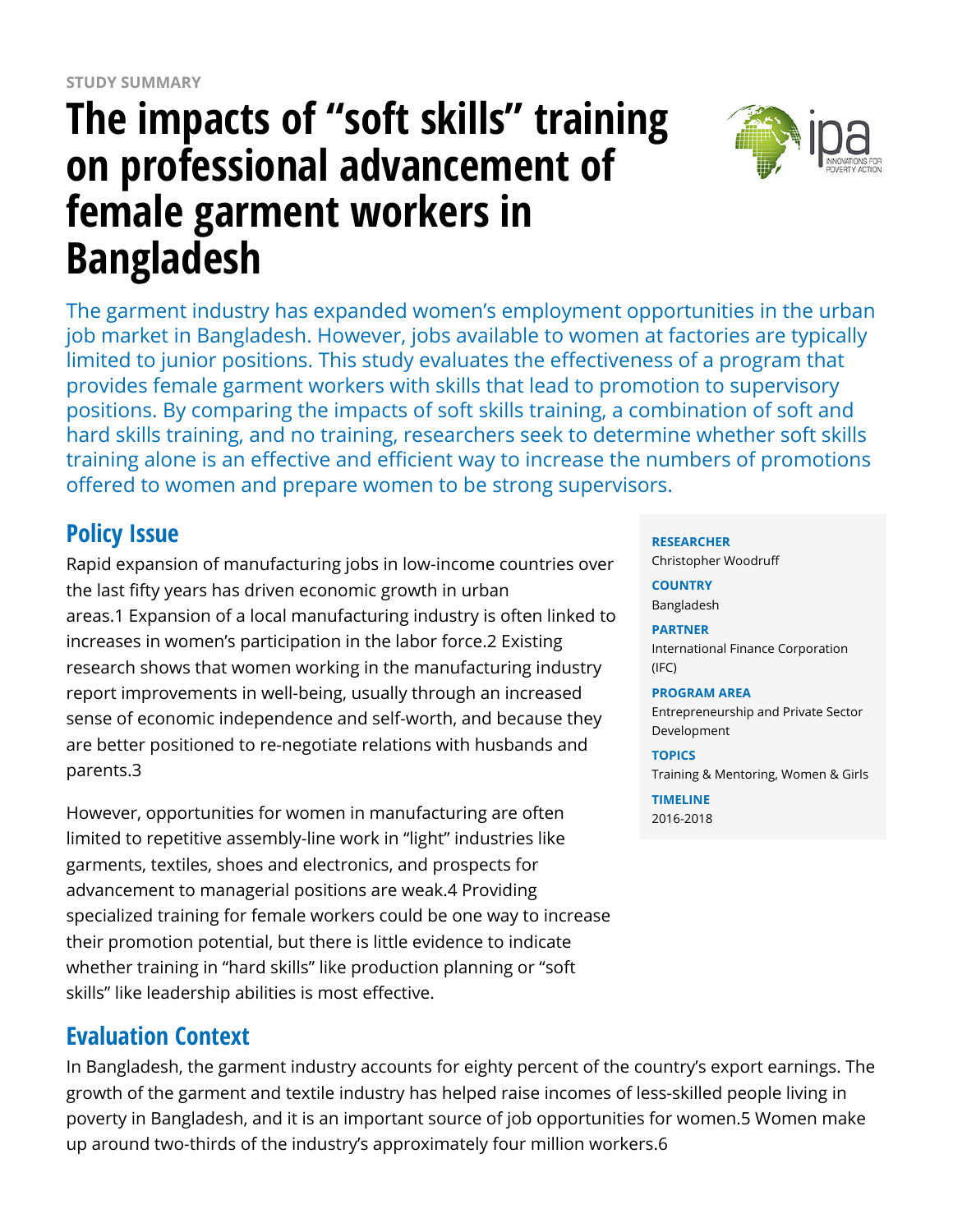STUDY SUMMARY

# The impacts of "soft skills" training on professional advancement of female garment workers in Bangladesh

The garment industry has expanded women's employment opportunities in the urban job market in Bangladesh. However, jobs available to women at factories are typically limited to junior positions. This study evaluates the effectiveness of a program that provides female garment workers with skills that lead to promotion to supervisory positions. By comparing the impacts of soft skills training, a combination of soft and hard skills training, and no training, researchers seek to determine whether soft skills training alone is an effective and efficient way to increase the numbers of promotions offered to women and prepare women to be strong supervisors.

**RESEARCHER**
Christopher Woodruff

**COUNTRY**
Bangladesh

**PARTNER**
International Finance Corporation (IFC)

**PROGRAM AREA**
Entrepreneurship and Private Sector Development

**TOPICS**
Training & Mentoring, Women & Girls

**TIMELINE**
2016-2018

## Policy Issue

Rapid expansion of manufacturing jobs in low-income countries over the last fifty years has driven economic growth in urban areas.[1] Expansion of a local manufacturing industry is often linked to increases in women's participation in the labor force.[2] Existing research shows that women working in the manufacturing industry report improvements in well-being, usually through an increased sense of economic independence and self-worth, and because they are better positioned to re-negotiate relations with husbands and parents.[3]

However, opportunities for women in manufacturing are often limited to repetitive assembly-line work in "light" industries like garments, textiles, shoes and electronics, and prospects for advancement to managerial positions are weak.[4] Providing specialized training for female workers could be one way to increase their promotion potential, but there is little evidence to indicate whether training in "hard skills" like production planning or "soft skills" like leadership abilities is most effective.

## Evaluation Context

In Bangladesh, the garment industry accounts for eighty percent of the country's export earnings. The growth of the garment and textile industry has helped raise incomes of less-skilled people living in poverty in Bangladesh, and it is an important source of job opportunities for women.[5] Women make up around two-thirds of the industry's approximately four million workers.[6]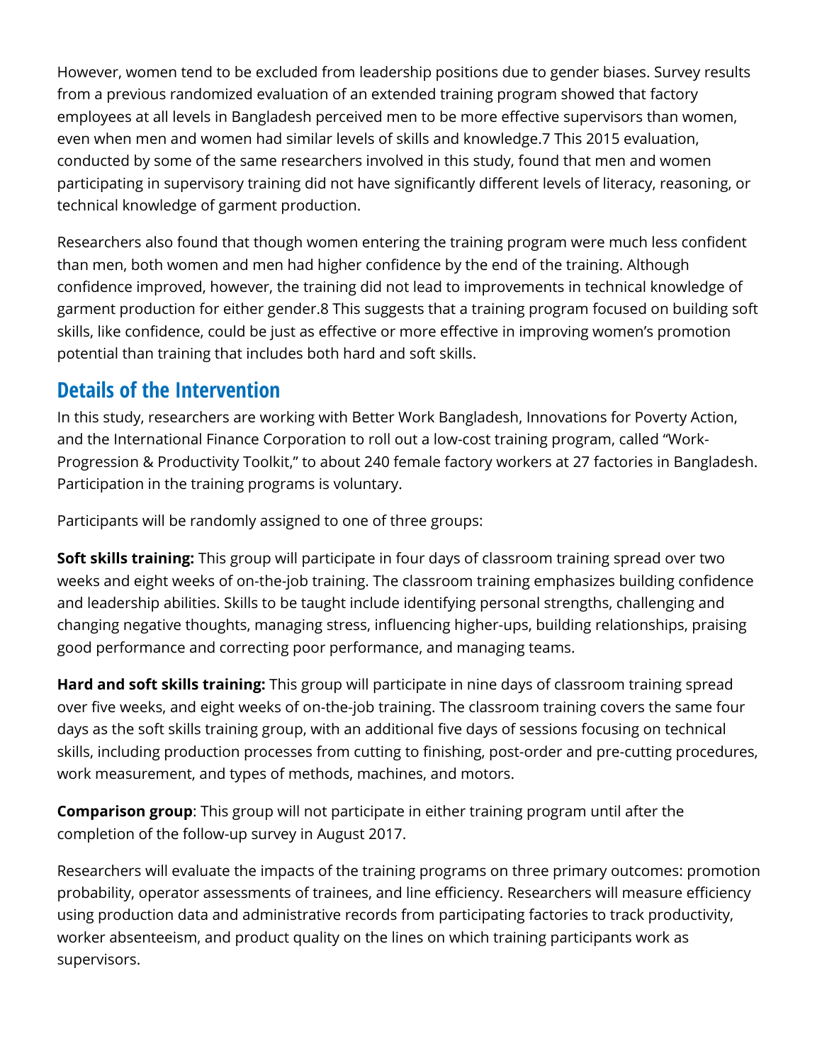However, women tend to be excluded from leadership positions due to gender biases. Survey results from a previous randomized evaluation of an extended training program showed that factory employees at all levels in Bangladesh perceived men to be more effective supervisors than women, even when men and women had similar levels of skills and knowledge.[7] This 2015 evaluation, conducted by some of the same researchers involved in this study, found that men and women participating in supervisory training did not have significantly different levels of literacy, reasoning, or technical knowledge of garment production.

Researchers also found that though women entering the training program were much less confident than men, both women and men had higher confidence by the end of the training. Although confidence improved, however, the training did not lead to improvements in technical knowledge of garment production for either gender.[8] This suggests that a training program focused on building soft skills, like confidence, could be just as effective or more effective in improving women's promotion potential than training that includes both hard and soft skills.

## Details of the Intervention

In this study, researchers are working with Better Work Bangladesh, Innovations for Poverty Action, and the International Finance Corporation to roll out a low-cost training program, called "Work-Progression & Productivity Toolkit," to about 240 female factory workers at 27 factories in Bangladesh. Participation in the training programs is voluntary.

Participants will be randomly assigned to one of three groups:

**Soft skills training:** This group will participate in four days of classroom training spread over two weeks and eight weeks of on-the-job training. The classroom training emphasizes building confidence and leadership abilities. Skills to be taught include identifying personal strengths, challenging and changing negative thoughts, managing stress, influencing higher-ups, building relationships, praising good performance and correcting poor performance, and managing teams.

**Hard and soft skills training:** This group will participate in nine days of classroom training spread over five weeks, and eight weeks of on-the-job training. The classroom training covers the same four days as the soft skills training group, with an additional five days of sessions focusing on technical skills, including production processes from cutting to finishing, post-order and pre-cutting procedures, work measurement, and types of methods, machines, and motors.

**Comparison group**: This group will not participate in either training program until after the completion of the follow-up survey in August 2017.

Researchers will evaluate the impacts of the training programs on three primary outcomes: promotion probability, operator assessments of trainees, and line efficiency. Researchers will measure efficiency using production data and administrative records from participating factories to track productivity, worker absenteeism, and product quality on the lines on which training participants work as supervisors.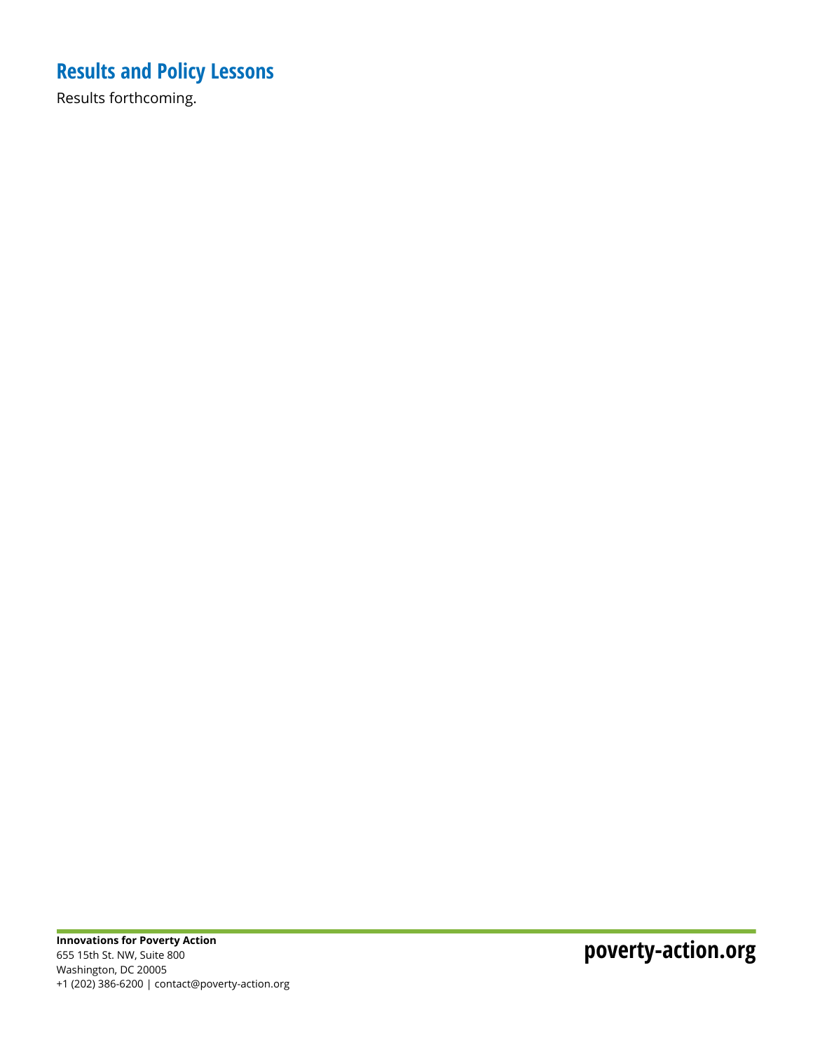## Results and Policy Lessons

Results forthcoming.